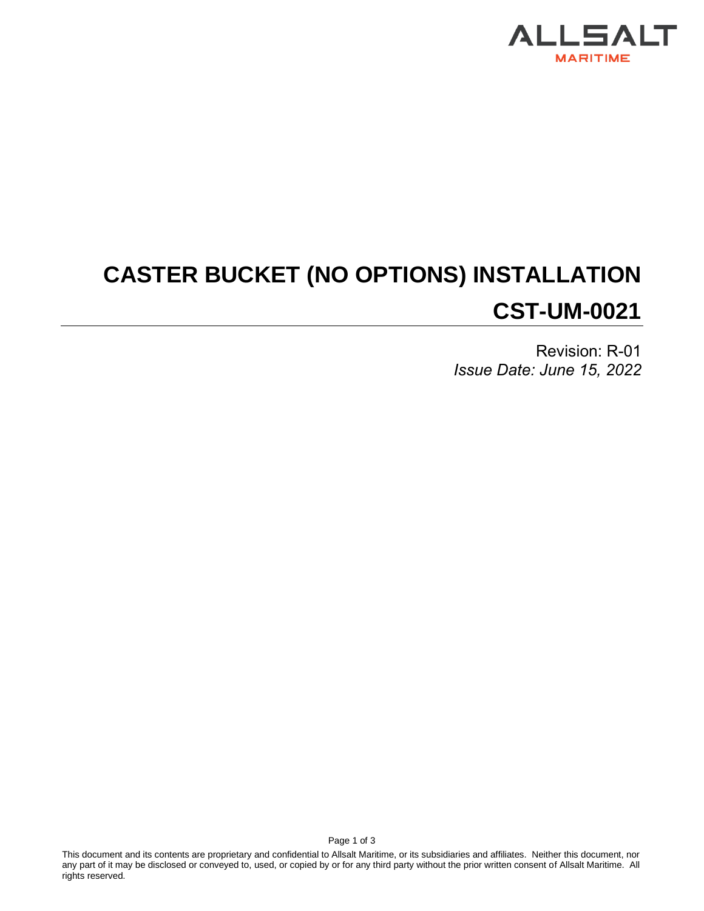ALLSALT
MARITIME

# CASTER BUCKET (NO OPTIONS) INSTALLATION

# CST-UM-0021

Revision: R-01

*Issue Date: June 15, 2022*

This document and its contents are proprietary and confidential to Allsalt Maritime, or its subsidiaries and affiliates. Neither this document, nor any part of it may be disclosed or conveyed to, used, or copied by or for any third party without the prior written consent of Allsalt Maritime. All rights reserved.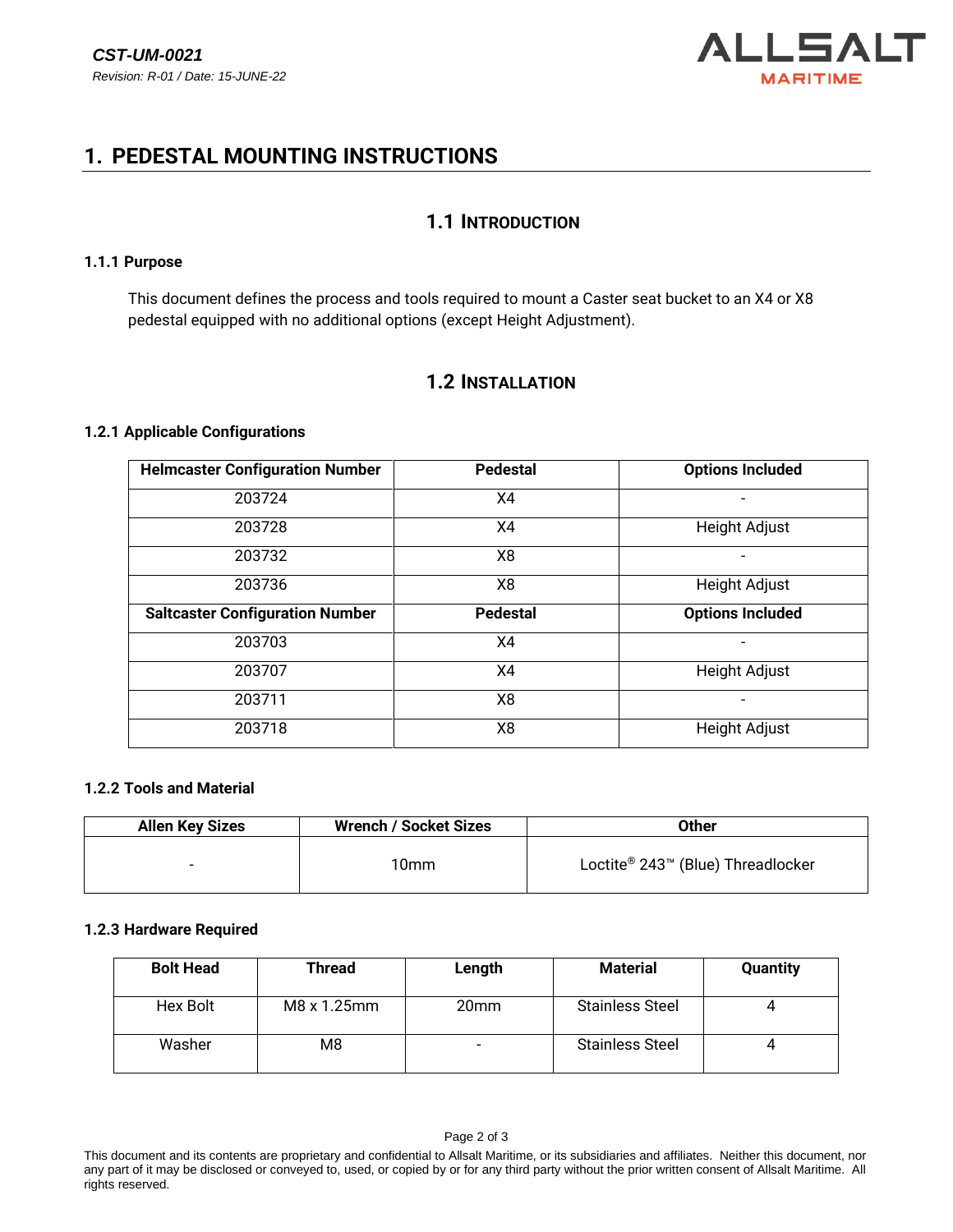# 1. PEDESTAL MOUNTING INSTRUCTIONS

## 1.1 Introduction

### 1.1.1 Purpose

This document defines the process and tools required to mount a Caster seat bucket to an X4 or X8 pedestal equipped with no additional options (except Height Adjustment).

## 1.2 Installation

### 1.2.1 Applicable Configurations

| Helmcaster Configuration Number | Pedestal | Options Included |
| --- | --- | --- |
| 203724 | X4 | - |
| 203728 | X4 | Height Adjust |
| 203732 | X8 | - |
| 203736 | X8 | Height Adjust |
| **Saltcaster Configuration Number** | **Pedestal** | **Options Included** |
| 203703 | X4 | - |
| 203707 | X4 | Height Adjust |
| 203711 | X8 | - |
| 203718 | X8 | Height Adjust |

### 1.2.2 Tools and Material

| Allen Key Sizes | Wrench / Socket Sizes | Other |
| --- | --- | --- |
| - | 10mm | Loctite® 243™ (Blue) Threadlocker |

### 1.2.3 Hardware Required

| Bolt Head | Thread | Length | Material | Quantity |
| --- | --- | --- | --- | --- |
| Hex Bolt | M8 x 1.25mm | 20mm | Stainless Steel | 4 |
| Washer | M8 | - | Stainless Steel | 4 |

This document and its contents are proprietary and confidential to Allsalt Maritime, or its subsidiaries and affiliates. Neither this document, nor any part of it may be disclosed or conveyed to, used, or copied by or for any third party without the prior written consent of Allsalt Maritime. All rights reserved.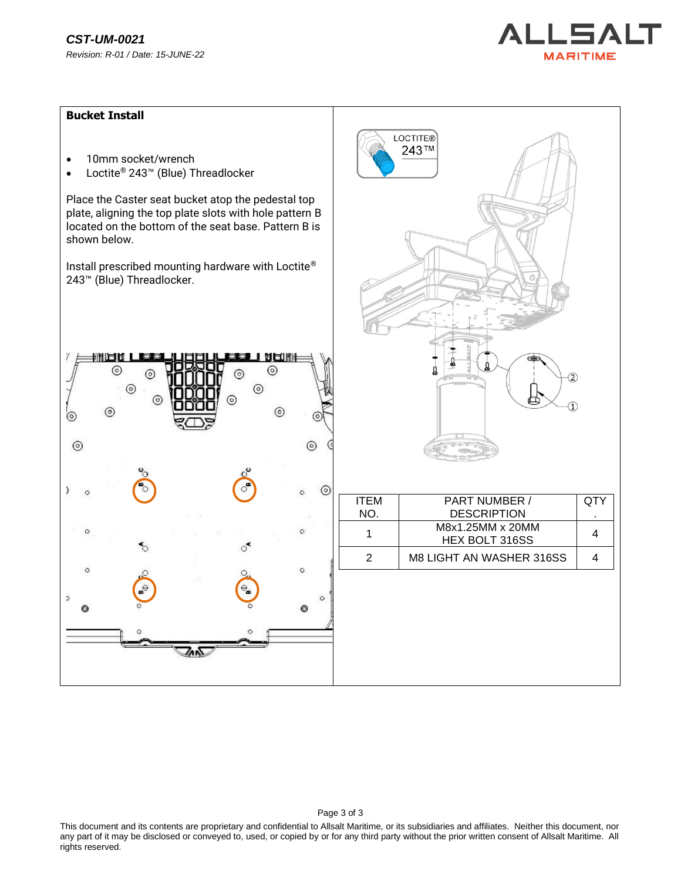## Bucket Install

- 10mm socket/wrench
- Loctite® 243™ (Blue) Threadlocker

Place the Caster seat bucket atop the pedestal top plate, aligning the top plate slots with hole pattern B located on the bottom of the seat base. Pattern B is shown below.

Install prescribed mounting hardware with Loctite® 243™ (Blue) Threadlocker.

LOCTITE®
243™

| ITEM NO. | PART NUMBER / DESCRIPTION | QTY. |
|---|---|---|
| 1 | M8x1.25MM x 20MM HEX BOLT 316SS | 4 |
| 2 | M8 LIGHT AN WASHER 316SS | 4 |

This document and its contents are proprietary and confidential to Allsalt Maritime, or its subsidiaries and affiliates. Neither this document, nor any part of it may be disclosed or conveyed to, used, or copied by or for any third party without the prior written consent of Allsalt Maritime. All rights reserved.